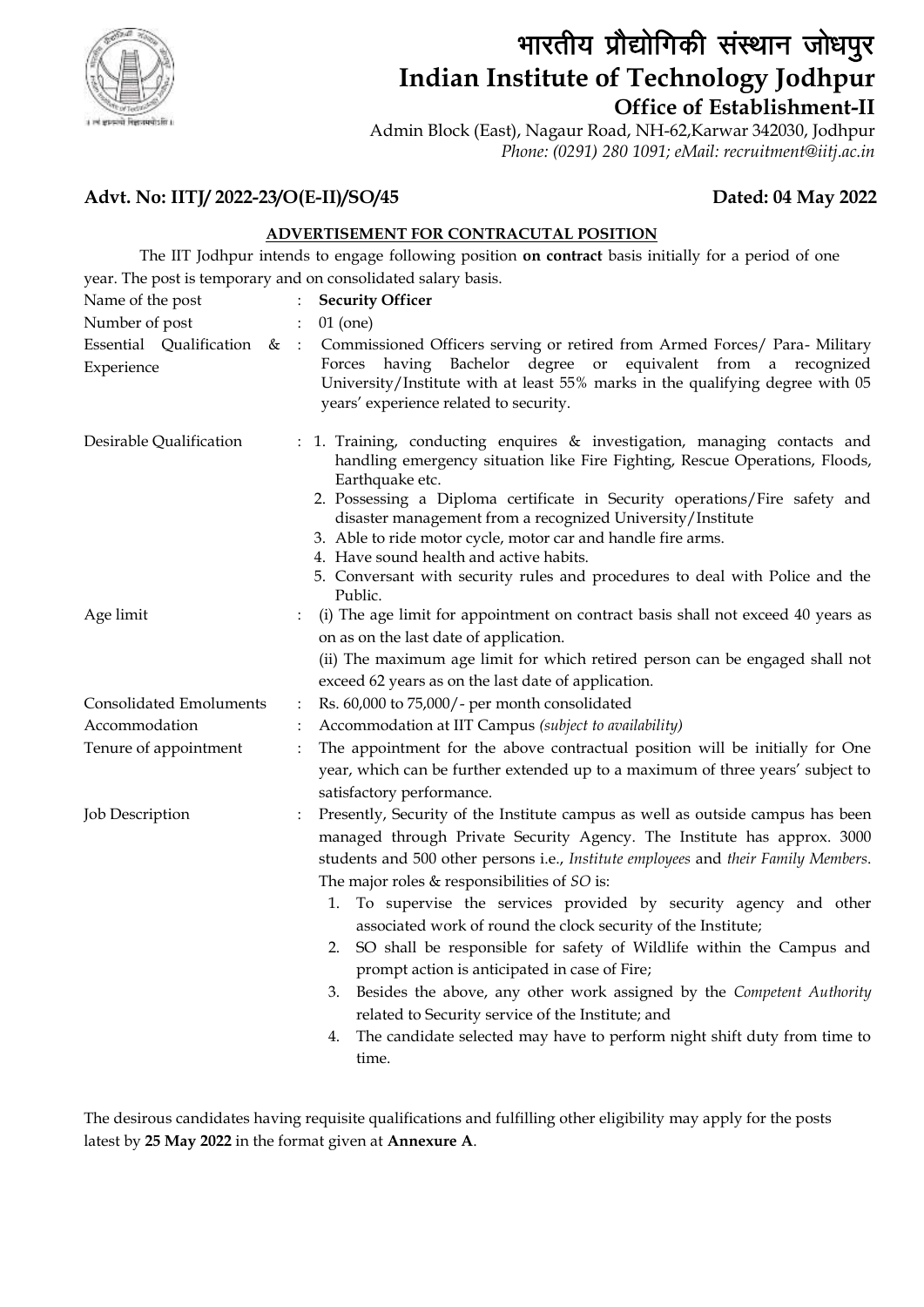# भारतीय प्रौद्योगिकी संस्थान जोधपुर
# Indian Institute of Technology Jodhpur
## Office of Establishment-II

Admin Block (East), Nagaur Road, NH-62,Karwar 342030, Jodhpur
*Phone: (0291) 280 1091; eMail: recruitment@iitj.ac.in*

**Advt. No: IITJ/ 2022-23/O(E-II)/SO/45** **Dated: 04 May 2022**

**ADVERTISEMENT FOR CONTRACUTAL POSITION**

The IIT Jodhpur intends to engage following position **on contract** basis initially for a period of one year. The post is temporary and on consolidated salary basis.

| | | |
|---|---|---|
| Name of the post | : | **Security Officer** |
| Number of post | : | 01 (one) |
| Essential Qualification & Experience | : | Commissioned Officers serving or retired from Armed Forces/ Para- Military Forces having Bachelor degree or equivalent from a recognized University/Institute with at least 55% marks in the qualifying degree with 05 years' experience related to security. |
| Desirable Qualification | : | 1. Training, conducting enquires & investigation, managing contacts and handling emergency situation like Fire Fighting, Rescue Operations, Floods, Earthquake etc.<br>2. Possessing a Diploma certificate in Security operations/Fire safety and disaster management from a recognized University/Institute<br>3. Able to ride motor cycle, motor car and handle fire arms.<br>4. Have sound health and active habits.<br>5. Conversant with security rules and procedures to deal with Police and the Public. |
| Age limit | : | (i) The age limit for appointment on contract basis shall not exceed 40 years as on as on the last date of application.<br>(ii) The maximum age limit for which retired person can be engaged shall not exceed 62 years as on the last date of application. |
| Consolidated Emoluments | : | Rs. 60,000 to 75,000/- per month consolidated |
| Accommodation | : | Accommodation at IIT Campus *(subject to availability)* |
| Tenure of appointment | : | The appointment for the above contractual position will be initially for One year, which can be further extended up to a maximum of three years' subject to satisfactory performance. |
| Job Description | : | Presently, Security of the Institute campus as well as outside campus has been managed through Private Security Agency. The Institute has approx. 3000 students and 500 other persons i.e., *Institute employees* and *their Family Members*. The major roles & responsibilities of *SO* is:<br>1. To supervise the services provided by security agency and other associated work of round the clock security of the Institute;<br>2. SO shall be responsible for safety of Wildlife within the Campus and prompt action is anticipated in case of Fire;<br>3. Besides the above, any other work assigned by the *Competent Authority* related to Security service of the Institute; and<br>4. The candidate selected may have to perform night shift duty from time to time. |

The desirous candidates having requisite qualifications and fulfilling other eligibility may apply for the posts latest by **25 May 2022** in the format given at **Annexure A**.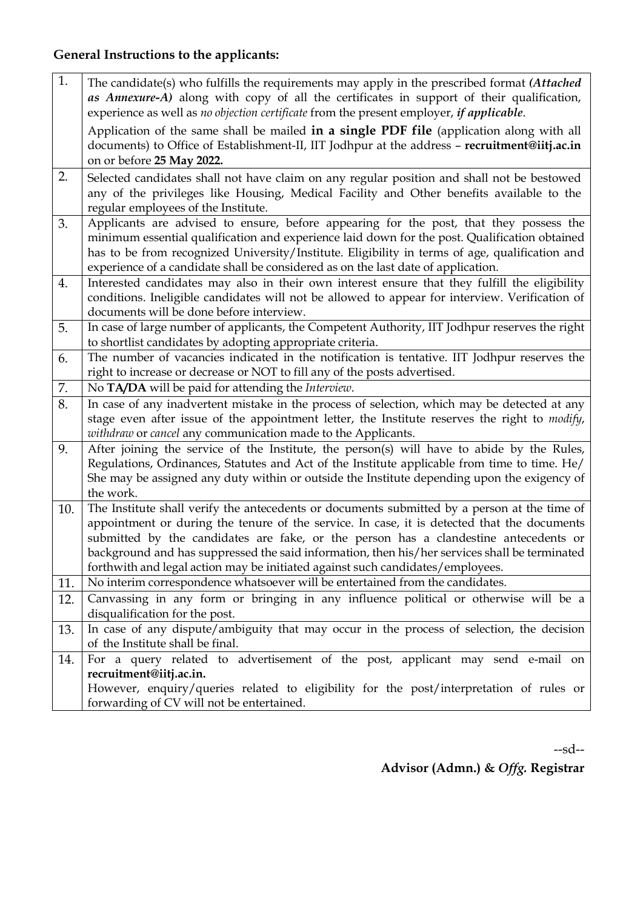**General Instructions to the applicants:**

| | |
|---|---|
| 1. | The candidate(s) who fulfills the requirements may apply in the prescribed format ***(Attached as Annexure-A)*** along with copy of all the certificates in support of their qualification, experience as well as *no objection certificate* from the present employer, ***if applicable***.<br>Application of the same shall be mailed **in a single PDF file** (application along with all documents) to Office of Establishment-II, IIT Jodhpur at the address – **recruitment@iitj.ac.in** on or before **25 May 2022.** |
| 2. | Selected candidates shall not have claim on any regular position and shall not be bestowed any of the privileges like Housing, Medical Facility and Other benefits available to the regular employees of the Institute. |
| 3. | Applicants are advised to ensure, before appearing for the post, that they possess the minimum essential qualification and experience laid down for the post. Qualification obtained has to be from recognized University/Institute. Eligibility in terms of age, qualification and experience of a candidate shall be considered as on the last date of application. |
| 4. | Interested candidates may also in their own interest ensure that they fulfill the eligibility conditions. Ineligible candidates will not be allowed to appear for interview. Verification of documents will be done before interview. |
| 5. | In case of large number of applicants, the Competent Authority, IIT Jodhpur reserves the right to shortlist candidates by adopting appropriate criteria. |
| 6. | The number of vacancies indicated in the notification is tentative. IIT Jodhpur reserves the right to increase or decrease or NOT to fill any of the posts advertised. |
| 7. | No **TA/DA** will be paid for attending the *Interview*. |
| 8. | In case of any inadvertent mistake in the process of selection, which may be detected at any stage even after issue of the appointment letter, the Institute reserves the right to *modify*, *withdraw* or *cancel* any communication made to the Applicants. |
| 9. | After joining the service of the Institute, the person(s) will have to abide by the Rules, Regulations, Ordinances, Statutes and Act of the Institute applicable from time to time. He/ She may be assigned any duty within or outside the Institute depending upon the exigency of the work. |
| 10. | The Institute shall verify the antecedents or documents submitted by a person at the time of appointment or during the tenure of the service. In case, it is detected that the documents submitted by the candidates are fake, or the person has a clandestine antecedents or background and has suppressed the said information, then his/her services shall be terminated forthwith and legal action may be initiated against such candidates/employees. |
| 11. | No interim correspondence whatsoever will be entertained from the candidates. |
| 12. | Canvassing in any form or bringing in any influence political or otherwise will be a disqualification for the post. |
| 13. | In case of any dispute/ambiguity that may occur in the process of selection, the decision of the Institute shall be final. |
| 14. | For a query related to advertisement of the post, applicant may send e-mail on **recruitment@iitj.ac.in.**<br>However, enquiry/queries related to eligibility for the post/interpretation of rules or forwarding of CV will not be entertained. |

--sd--

**Advisor (Admn.) &** ***Offg.*** **Registrar**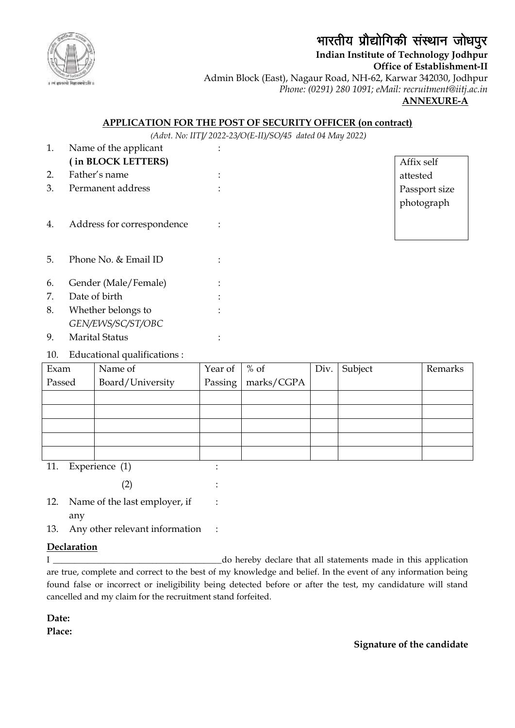# भारतीय प्रौद्योगिकी संस्थान जोधपुर

**Indian Institute of Technology Jodhpur**
**Office of Establishment-II**
Admin Block (East), Nagaur Road, NH-62, Karwar 342030, Jodhpur
*Phone: (0291) 280 1091; eMail: recruitment@iitj.ac.in*

**ANNEXURE-A**

## APPLICATION FOR THE POST OF SECURITY OFFICER (on contract)

*(Advt. No: IITJ/ 2022-23/O(E-II)/SO/45 dated 04 May 2022)*

Affix self attested Passport size photograph

1. Name of the applicant **( in BLOCK LETTERS)** :
2. Father's name :
3. Permanent address :
4. Address for correspondence :
5. Phone No. & Email ID :
6. Gender (Male/Female) :
7. Date of birth :
8. Whether belongs to *GEN/EWS/SC/ST/OBC* :
9. Marital Status :
10. Educational qualifications :

| Exam Passed | Name of Board/University | Year of Passing | % of marks/CGPA | Div. | Subject | Remarks |
|---|---|---|---|---|---|---|
| | | | | | | |
| | | | | | | |
| | | | | | | |
| | | | | | | |
| | | | | | | |

11. Experience (1) :
    (2) :
12. Name of the last employer, if any :
13. Any other relevant information :

**Declaration**

I ______________________________ do hereby declare that all statements made in this application are true, complete and correct to the best of my knowledge and belief. In the event of any information being found false or incorrect or ineligibility being detected before or after the test, my candidature will stand cancelled and my claim for the recruitment stand forfeited.

**Date:**
**Place:**

**Signature of the candidate**